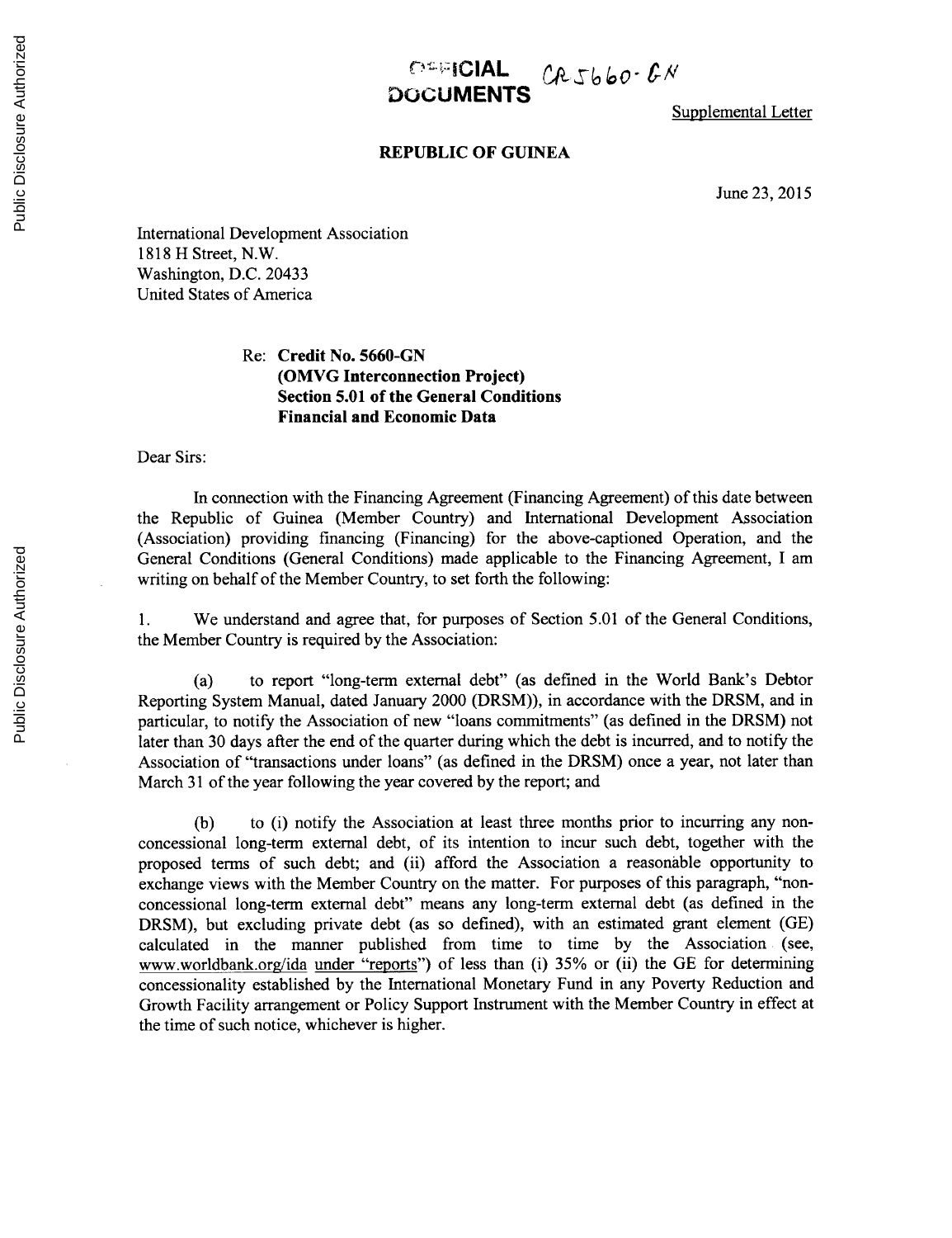OFFICIAL DOCUMENTS CR5660-GN

Supplemental Letter

**REPUBLIC OF GUINEA**

June 23, 2015

International Development Association
1818 H Street, N.W.
Washington, D.C. 20433
United States of America

Re: **Credit No. 5660-GN**
**(OMVG Interconnection Project)**
**Section 5.01 of the General Conditions**
**Financial and Economic Data**

Dear Sirs:

In connection with the Financing Agreement (Financing Agreement) of this date between the Republic of Guinea (Member Country) and International Development Association (Association) providing financing (Financing) for the above-captioned Operation, and the General Conditions (General Conditions) made applicable to the Financing Agreement, I am writing on behalf of the Member Country, to set forth the following:

1. We understand and agree that, for purposes of Section 5.01 of the General Conditions, the Member Country is required by the Association:

(a) to report "long-term external debt" (as defined in the World Bank's Debtor Reporting System Manual, dated January 2000 (DRSM)), in accordance with the DRSM, and in particular, to notify the Association of new "loans commitments" (as defined in the DRSM) not later than 30 days after the end of the quarter during which the debt is incurred, and to notify the Association of "transactions under loans" (as defined in the DRSM) once a year, not later than March 31 of the year following the year covered by the report; and

(b) to (i) notify the Association at least three months prior to incurring any non-concessional long-term external debt, of its intention to incur such debt, together with the proposed terms of such debt; and (ii) afford the Association a reasonable opportunity to exchange views with the Member Country on the matter. For purposes of this paragraph, "non-concessional long-term external debt" means any long-term external debt (as defined in the DRSM), but excluding private debt (as so defined), with an estimated grant element (GE) calculated in the manner published from time to time by the Association (see, www.worldbank.org/ida under "reports") of less than (i) 35% or (ii) the GE for determining concessionality established by the International Monetary Fund in any Poverty Reduction and Growth Facility arrangement or Policy Support Instrument with the Member Country in effect at the time of such notice, whichever is higher.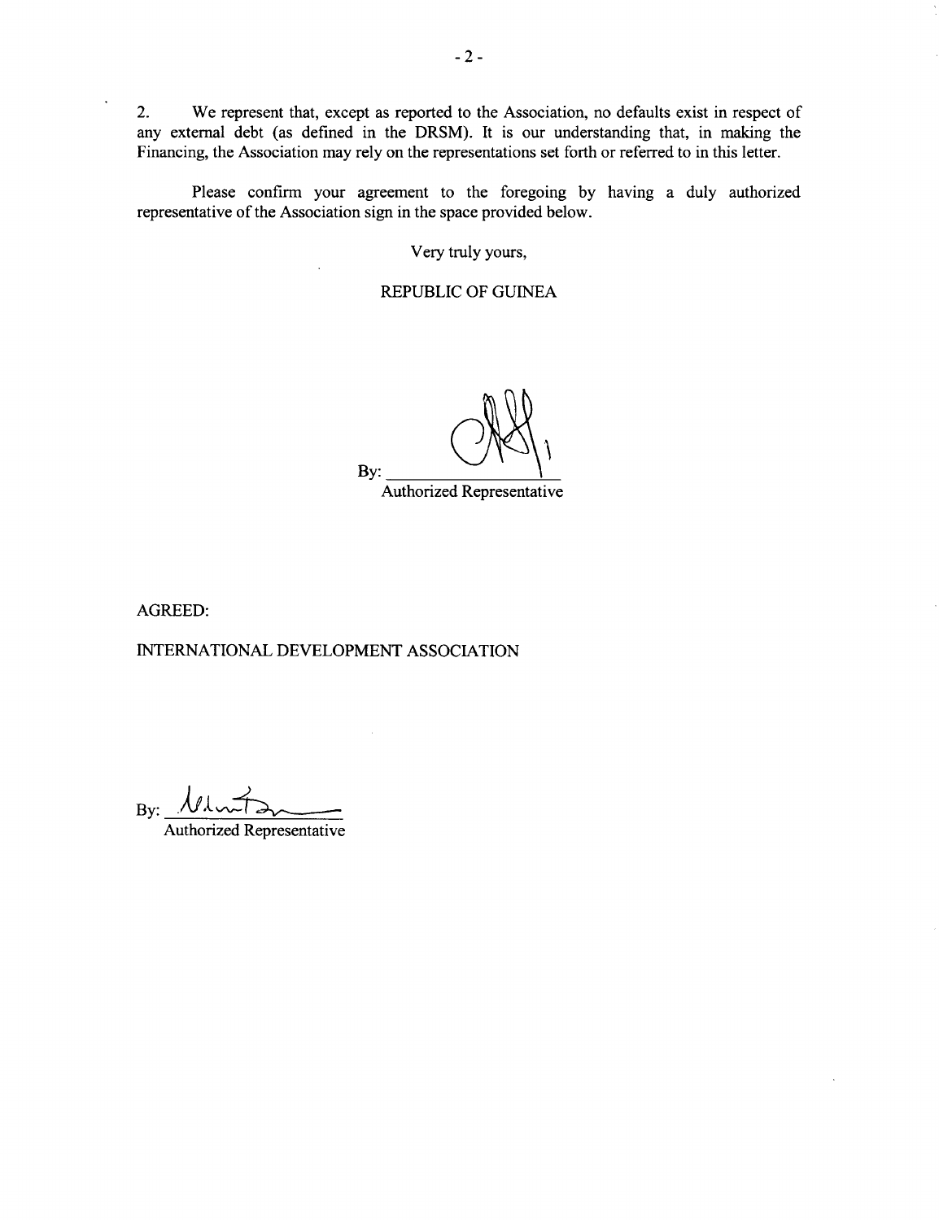2. We represent that, except as reported to the Association, no defaults exist in respect of any external debt (as defined in the DRSM). It is our understanding that, in making the Financing, the Association may rely on the representations set forth or referred to in this letter.

Please confirm your agreement to the foregoing by having a duly authorized representative of the Association sign in the space provided below.

Very truly yours,

REPUBLIC OF GUINEA

By: ____________________
Authorized Representative

AGREED:

INTERNATIONAL DEVELOPMENT ASSOCIATION

By: ____________________
Authorized Representative